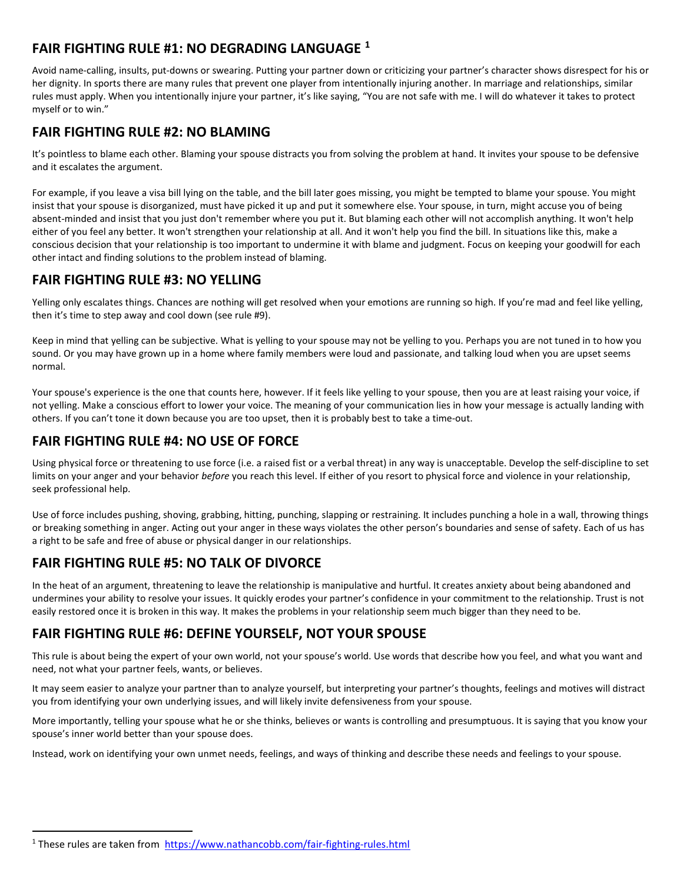## FAIR FIGHTING RULE #1: NO DEGRADING LANGUAGE [1]

Avoid name-calling, insults, put-downs or swearing. Putting your partner down or criticizing your partner's character shows disrespect for his or her dignity. In sports there are many rules that prevent one player from intentionally injuring another. In marriage and relationships, similar rules must apply. When you intentionally injure your partner, it's like saying, "You are not safe with me. I will do whatever it takes to protect myself or to win."

## FAIR FIGHTING RULE #2: NO BLAMING

It's pointless to blame each other. Blaming your spouse distracts you from solving the problem at hand. It invites your spouse to be defensive and it escalates the argument.

For example, if you leave a visa bill lying on the table, and the bill later goes missing, you might be tempted to blame your spouse. You might insist that your spouse is disorganized, must have picked it up and put it somewhere else. Your spouse, in turn, might accuse you of being absent-minded and insist that you just don't remember where you put it. But blaming each other will not accomplish anything. It won't help either of you feel any better. It won't strengthen your relationship at all. And it won't help you find the bill. In situations like this, make a conscious decision that your relationship is too important to undermine it with blame and judgment. Focus on keeping your goodwill for each other intact and finding solutions to the problem instead of blaming.

## FAIR FIGHTING RULE #3: NO YELLING

Yelling only escalates things. Chances are nothing will get resolved when your emotions are running so high. If you're mad and feel like yelling, then it's time to step away and cool down (see rule #9).

Keep in mind that yelling can be subjective. What is yelling to your spouse may not be yelling to you. Perhaps you are not tuned in to how you sound. Or you may have grown up in a home where family members were loud and passionate, and talking loud when you are upset seems normal.

Your spouse's experience is the one that counts here, however. If it feels like yelling to your spouse, then you are at least raising your voice, if not yelling. Make a conscious effort to lower your voice. The meaning of your communication lies in how your message is actually landing with others. If you can't tone it down because you are too upset, then it is probably best to take a time-out.

## FAIR FIGHTING RULE #4: NO USE OF FORCE

Using physical force or threatening to use force (i.e. a raised fist or a verbal threat) in any way is unacceptable. Develop the self-discipline to set limits on your anger and your behavior *before* you reach this level. If either of you resort to physical force and violence in your relationship, seek professional help.

Use of force includes pushing, shoving, grabbing, hitting, punching, slapping or restraining. It includes punching a hole in a wall, throwing things or breaking something in anger. Acting out your anger in these ways violates the other person's boundaries and sense of safety. Each of us has a right to be safe and free of abuse or physical danger in our relationships.

## FAIR FIGHTING RULE #5: NO TALK OF DIVORCE

In the heat of an argument, threatening to leave the relationship is manipulative and hurtful. It creates anxiety about being abandoned and undermines your ability to resolve your issues. It quickly erodes your partner's confidence in your commitment to the relationship. Trust is not easily restored once it is broken in this way. It makes the problems in your relationship seem much bigger than they need to be.

## FAIR FIGHTING RULE #6: DEFINE YOURSELF, NOT YOUR SPOUSE

This rule is about being the expert of your own world, not your spouse's world. Use words that describe how you feel, and what you want and need, not what your partner feels, wants, or believes.

It may seem easier to analyze your partner than to analyze yourself, but interpreting your partner's thoughts, feelings and motives will distract you from identifying your own underlying issues, and will likely invite defensiveness from your spouse.

More importantly, telling your spouse what he or she thinks, believes or wants is controlling and presumptuous. It is saying that you know your spouse's inner world better than your spouse does.

Instead, work on identifying your own unmet needs, feelings, and ways of thinking and describe these needs and feelings to your spouse.

---

[1] These rules are taken from https://www.nathancobb.com/fair-fighting-rules.html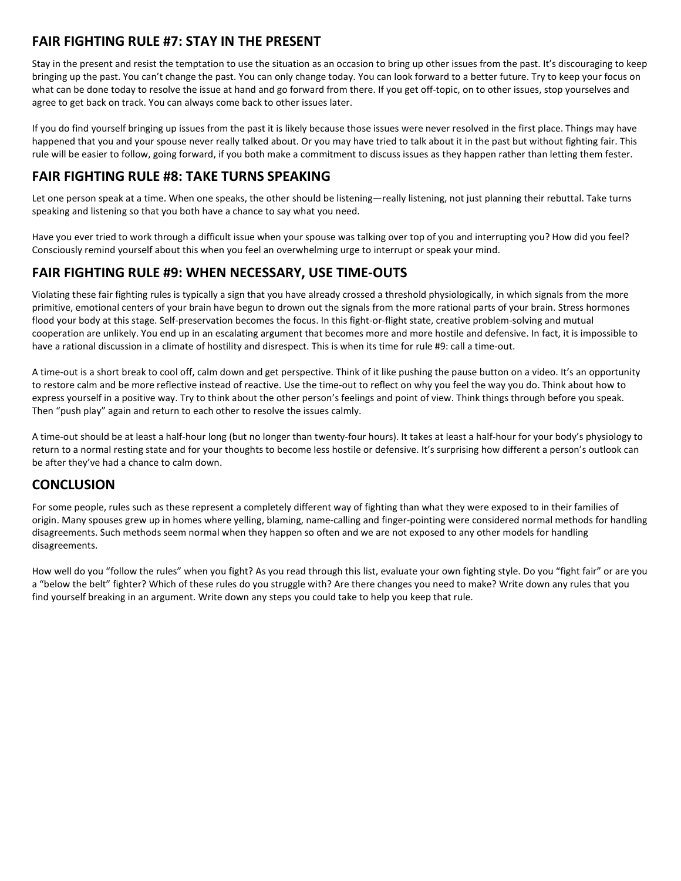## FAIR FIGHTING RULE #7: STAY IN THE PRESENT

Stay in the present and resist the temptation to use the situation as an occasion to bring up other issues from the past. It's discouraging to keep bringing up the past. You can't change the past. You can only change today. You can look forward to a better future. Try to keep your focus on what can be done today to resolve the issue at hand and go forward from there. If you get off-topic, on to other issues, stop yourselves and agree to get back on track. You can always come back to other issues later.

If you do find yourself bringing up issues from the past it is likely because those issues were never resolved in the first place. Things may have happened that you and your spouse never really talked about. Or you may have tried to talk about it in the past but without fighting fair. This rule will be easier to follow, going forward, if you both make a commitment to discuss issues as they happen rather than letting them fester.

## FAIR FIGHTING RULE #8: TAKE TURNS SPEAKING

Let one person speak at a time. When one speaks, the other should be listening—really listening, not just planning their rebuttal. Take turns speaking and listening so that you both have a chance to say what you need.

Have you ever tried to work through a difficult issue when your spouse was talking over top of you and interrupting you? How did you feel? Consciously remind yourself about this when you feel an overwhelming urge to interrupt or speak your mind.

## FAIR FIGHTING RULE #9: WHEN NECESSARY, USE TIME-OUTS

Violating these fair fighting rules is typically a sign that you have already crossed a threshold physiologically, in which signals from the more primitive, emotional centers of your brain have begun to drown out the signals from the more rational parts of your brain. Stress hormones flood your body at this stage. Self-preservation becomes the focus. In this fight-or-flight state, creative problem-solving and mutual cooperation are unlikely. You end up in an escalating argument that becomes more and more hostile and defensive. In fact, it is impossible to have a rational discussion in a climate of hostility and disrespect. This is when its time for rule #9: call a time-out.

A time-out is a short break to cool off, calm down and get perspective. Think of it like pushing the pause button on a video. It's an opportunity to restore calm and be more reflective instead of reactive. Use the time-out to reflect on why you feel the way you do. Think about how to express yourself in a positive way. Try to think about the other person's feelings and point of view. Think things through before you speak. Then "push play" again and return to each other to resolve the issues calmly.

A time-out should be at least a half-hour long (but no longer than twenty-four hours). It takes at least a half-hour for your body's physiology to return to a normal resting state and for your thoughts to become less hostile or defensive. It's surprising how different a person's outlook can be after they've had a chance to calm down.

## CONCLUSION

For some people, rules such as these represent a completely different way of fighting than what they were exposed to in their families of origin. Many spouses grew up in homes where yelling, blaming, name-calling and finger-pointing were considered normal methods for handling disagreements. Such methods seem normal when they happen so often and we are not exposed to any other models for handling disagreements.

How well do you "follow the rules" when you fight? As you read through this list, evaluate your own fighting style. Do you "fight fair" or are you a "below the belt" fighter? Which of these rules do you struggle with? Are there changes you need to make? Write down any rules that you find yourself breaking in an argument. Write down any steps you could take to help you keep that rule.